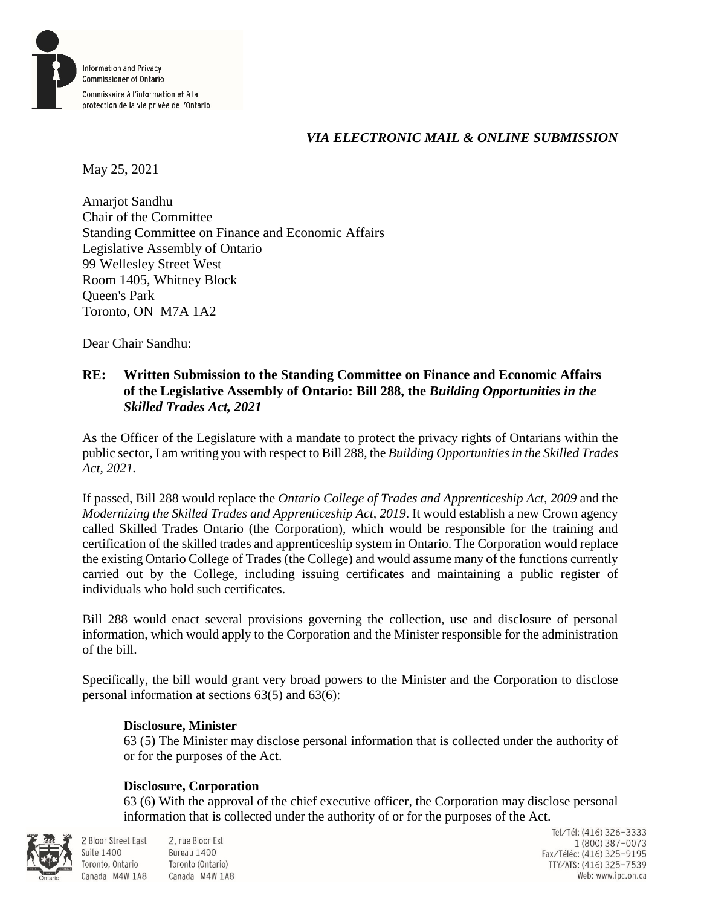Information and Privacy Commissioner of Ontario

Commissaire à l'information et à la protection de la vie privée de l'Ontario

*VIA ELECTRONIC MAIL & ONLINE SUBMISSION*

May 25, 2021

Amarjot Sandhu
Chair of the Committee
Standing Committee on Finance and Economic Affairs
Legislative Assembly of Ontario
99 Wellesley Street West
Room 1405, Whitney Block
Queen's Park
Toronto, ON M7A 1A2

Dear Chair Sandhu:

**RE: Written Submission to the Standing Committee on Finance and Economic Affairs of the Legislative Assembly of Ontario: Bill 288, the *Building Opportunities in the Skilled Trades Act, 2021***

As the Officer of the Legislature with a mandate to protect the privacy rights of Ontarians within the public sector, I am writing you with respect to Bill 288, the *Building Opportunities in the Skilled Trades Act, 2021*.

If passed, Bill 288 would replace the *Ontario College of Trades and Apprenticeship Act, 2009* and the *Modernizing the Skilled Trades and Apprenticeship Act, 2019*. It would establish a new Crown agency called Skilled Trades Ontario (the Corporation), which would be responsible for the training and certification of the skilled trades and apprenticeship system in Ontario. The Corporation would replace the existing Ontario College of Trades (the College) and would assume many of the functions currently carried out by the College, including issuing certificates and maintaining a public register of individuals who hold such certificates.

Bill 288 would enact several provisions governing the collection, use and disclosure of personal information, which would apply to the Corporation and the Minister responsible for the administration of the bill.

Specifically, the bill would grant very broad powers to the Minister and the Corporation to disclose personal information at sections 63(5) and 63(6):

> **Disclosure, Minister**
> 63 (5) The Minister may disclose personal information that is collected under the authority of or for the purposes of the Act.
>
> **Disclosure, Corporation**
> 63 (6) With the approval of the chief executive officer, the Corporation may disclose personal information that is collected under the authority of or for the purposes of the Act.

2 Bloor Street East
Suite 1400
Toronto, Ontario
Canada M4W 1A8

2, rue Bloor Est
Bureau 1400
Toronto (Ontario)
Canada M4W 1A8

Tel/Tél: (416) 326-3333
1 (800) 387-0073
Fax/Téléc: (416) 325-9195
TTY/ATS: (416) 325-7539
Web: www.ipc.on.ca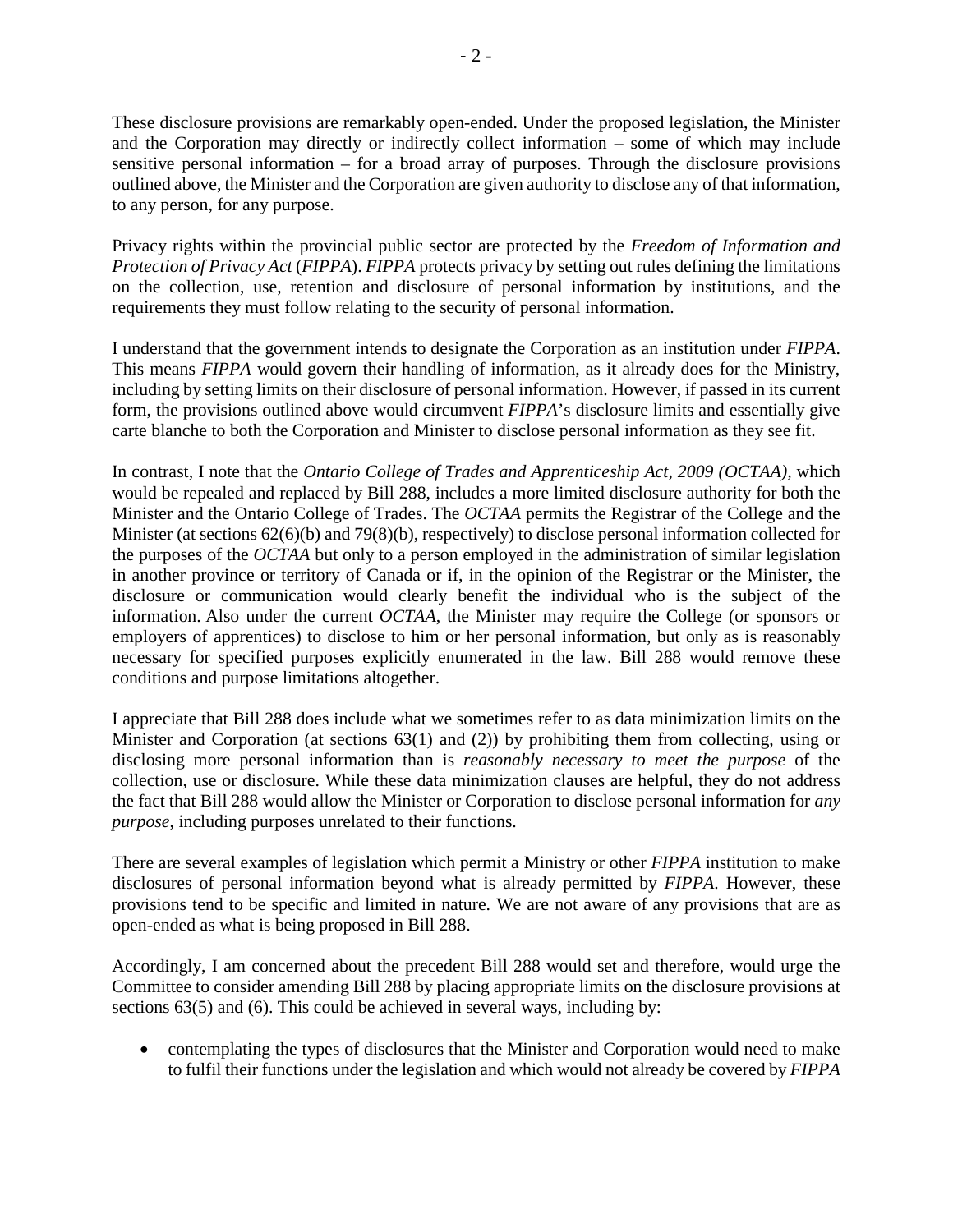These disclosure provisions are remarkably open-ended. Under the proposed legislation, the Minister and the Corporation may directly or indirectly collect information – some of which may include sensitive personal information – for a broad array of purposes. Through the disclosure provisions outlined above, the Minister and the Corporation are given authority to disclose any of that information, to any person, for any purpose.

Privacy rights within the provincial public sector are protected by the *Freedom of Information and Protection of Privacy Act* (*FIPPA*). *FIPPA* protects privacy by setting out rules defining the limitations on the collection, use, retention and disclosure of personal information by institutions, and the requirements they must follow relating to the security of personal information.

I understand that the government intends to designate the Corporation as an institution under *FIPPA*. This means *FIPPA* would govern their handling of information, as it already does for the Ministry, including by setting limits on their disclosure of personal information. However, if passed in its current form, the provisions outlined above would circumvent *FIPPA*'s disclosure limits and essentially give carte blanche to both the Corporation and Minister to disclose personal information as they see fit.

In contrast, I note that the *Ontario College of Trades and Apprenticeship Act, 2009 (OCTAA),* which would be repealed and replaced by Bill 288, includes a more limited disclosure authority for both the Minister and the Ontario College of Trades. The *OCTAA* permits the Registrar of the College and the Minister (at sections 62(6)(b) and 79(8)(b), respectively) to disclose personal information collected for the purposes of the *OCTAA* but only to a person employed in the administration of similar legislation in another province or territory of Canada or if, in the opinion of the Registrar or the Minister, the disclosure or communication would clearly benefit the individual who is the subject of the information. Also under the current *OCTAA*, the Minister may require the College (or sponsors or employers of apprentices) to disclose to him or her personal information, but only as is reasonably necessary for specified purposes explicitly enumerated in the law. Bill 288 would remove these conditions and purpose limitations altogether.

I appreciate that Bill 288 does include what we sometimes refer to as data minimization limits on the Minister and Corporation (at sections 63(1) and (2)) by prohibiting them from collecting, using or disclosing more personal information than is *reasonably necessary to meet the purpose* of the collection, use or disclosure. While these data minimization clauses are helpful, they do not address the fact that Bill 288 would allow the Minister or Corporation to disclose personal information for *any purpose*, including purposes unrelated to their functions.

There are several examples of legislation which permit a Ministry or other *FIPPA* institution to make disclosures of personal information beyond what is already permitted by *FIPPA*. However, these provisions tend to be specific and limited in nature. We are not aware of any provisions that are as open-ended as what is being proposed in Bill 288.

Accordingly, I am concerned about the precedent Bill 288 would set and therefore, would urge the Committee to consider amending Bill 288 by placing appropriate limits on the disclosure provisions at sections 63(5) and (6). This could be achieved in several ways, including by:

- contemplating the types of disclosures that the Minister and Corporation would need to make to fulfil their functions under the legislation and which would not already be covered by *FIPPA*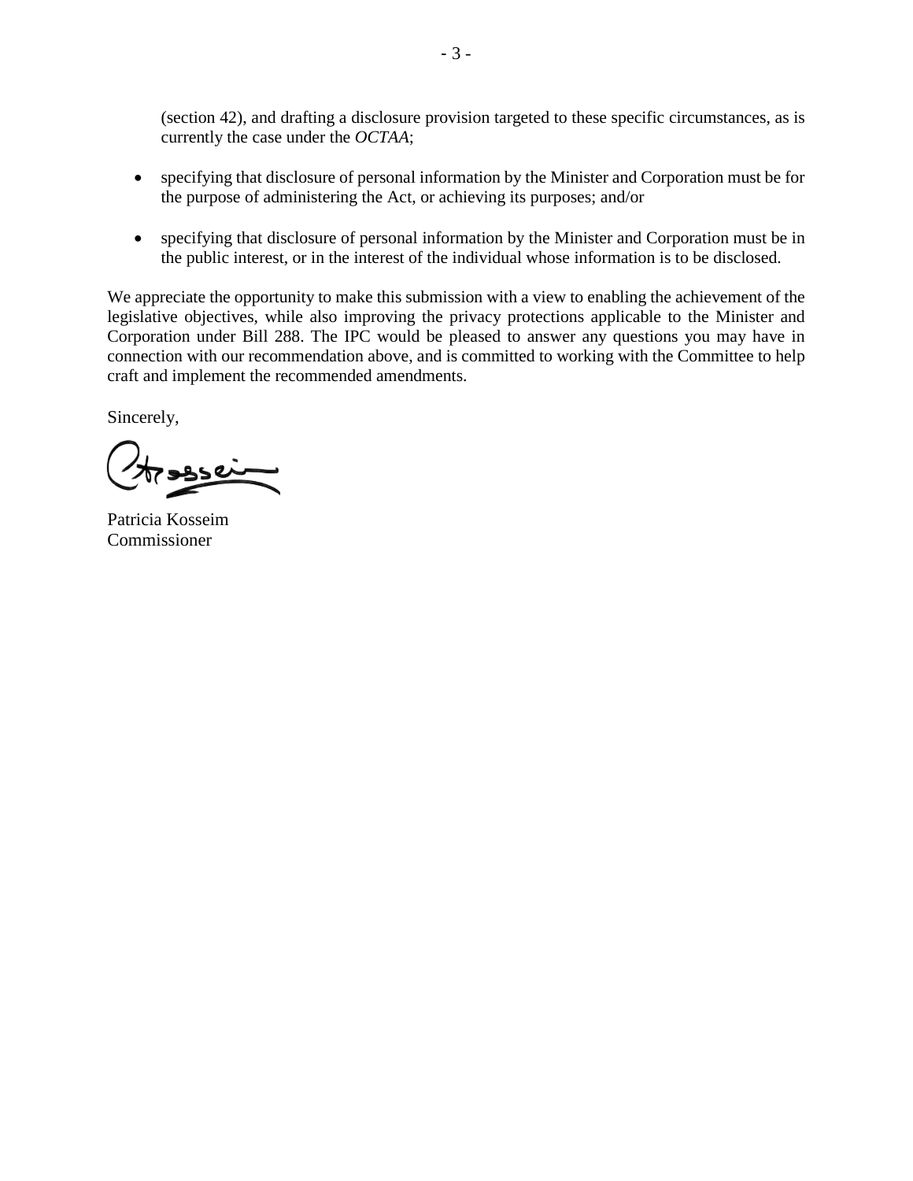(section 42), and drafting a disclosure provision targeted to these specific circumstances, as is currently the case under the *OCTAA*;

- specifying that disclosure of personal information by the Minister and Corporation must be for the purpose of administering the Act, or achieving its purposes; and/or
- specifying that disclosure of personal information by the Minister and Corporation must be in the public interest, or in the interest of the individual whose information is to be disclosed.

We appreciate the opportunity to make this submission with a view to enabling the achievement of the legislative objectives, while also improving the privacy protections applicable to the Minister and Corporation under Bill 288. The IPC would be pleased to answer any questions you may have in connection with our recommendation above, and is committed to working with the Committee to help craft and implement the recommended amendments.

Sincerely,

Patricia Kosseim
Commissioner